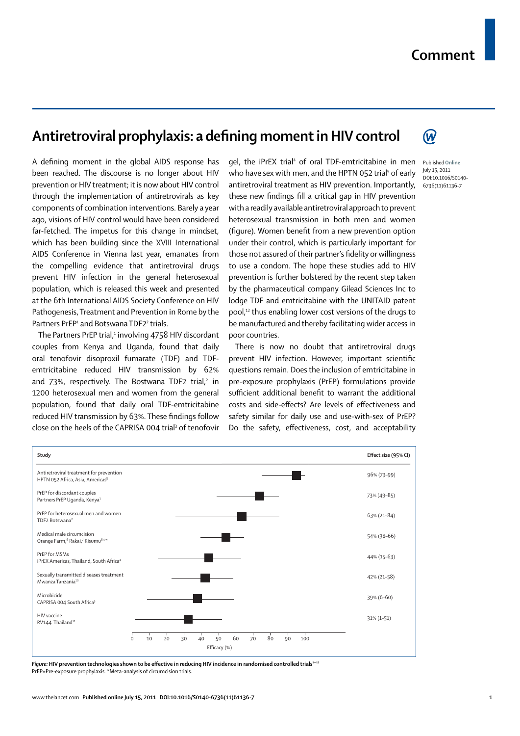# Antiretroviral prophylaxis: a defining moment in HIV control

Published Online July 15, 2011 DOI:10.1016/S0140-6736(11)61136-7

A defining moment in the global AIDS response has been reached. The discourse is no longer about HIV prevention or HIV treatment; it is now about HIV control through the implementation of antiretrovirals as key components of combination interventions. Barely a year ago, visions of HIV control would have been considered far-fetched. The impetus for this change in mindset, which has been building since the XVIII International AIDS Conference in Vienna last year, emanates from the compelling evidence that antiretroviral drugs prevent HIV infection in the general heterosexual population, which is released this week and presented at the 6th International AIDS Society Conference on HIV Pathogenesis, Treatment and Prevention in Rome by the Partners PrEP[1] and Botswana TDF2[2] trials.

The Partners PrEP trial,[1] involving 4758 HIV discordant couples from Kenya and Uganda, found that daily oral tenofovir disoproxil fumarate (TDF) and TDF-emtricitabine reduced HIV transmission by 62% and 73%, respectively. The Bostwana TDF2 trial,[2] in 1200 heterosexual men and women from the general population, found that daily oral TDF-emtricitabine reduced HIV transmission by 63%. These findings follow close on the heels of the CAPRISA 004 trial[3] of tenofovir gel, the iPrEX trial[4] of oral TDF-emtricitabine in men who have sex with men, and the HPTN 052 trial[5] of early antiretroviral treatment as HIV prevention. Importantly, these new findings fill a critical gap in HIV prevention with a readily available antiretroviral approach to prevent heterosexual transmission in both men and women (figure). Women benefit from a new prevention option under their control, which is particularly important for those not assured of their partner's fidelity or willingness to use a condom. The hope these studies add to HIV prevention is further bolstered by the recent step taken by the pharmaceutical company Gilead Sciences Inc to lodge TDF and emtricitabine with the UNITAID patent pool,[12] thus enabling lower cost versions of the drugs to be manufactured and thereby facilitating wider access in poor countries.

There is now no doubt that antiretroviral drugs prevent HIV infection. However, important scientific questions remain. Does the inclusion of emtricitabine in pre-exposure prophylaxis (PrEP) formulations provide sufficient additional benefit to warrant the additional costs and side-effects? Are levels of effectiveness and safety similar for daily use and use-with-sex of PrEP? Do the safety, effectiveness, cost, and acceptability

| Study | Effect size (95% CI) |
|---|---|
| Antiretroviral treatment for prevention<br>HPTN 052 Africa, Asia, Americas[5] | 96% (73–99) |
| PrEP for discordant couples<br>Partners PrEP Uganda, Kenya[1] | 73% (49–85) |
| PrEP for heterosexual men and women<br>TDF2 Botswana[2] | 63% (21–84) |
| Medical male circumcision<br>Orange Farm,[6] Rakai,[7] Kisumu[8,9]* | 54% (38–66) |
| PrEP for MSMs<br>iPrEX Americas, Thailand, South Africa[4] | 44% (15–63) |
| Sexually transmitted diseases treatment<br>Mwanza Tanzania[10] | 42% (21–58) |
| Microbicide<br>CAPRISA 004 South Africa[3] | 39% (6–60) |
| HIV vaccine<br>RV144 Thailand[11] | 31% (1–51) |

*Figure:* **HIV prevention technologies shown to be effective in reducing HIV incidence in randomised controlled trials[1–11]**
PrEP=Pre-exposure prophylaxis. *Meta-analysis of circumcision trials.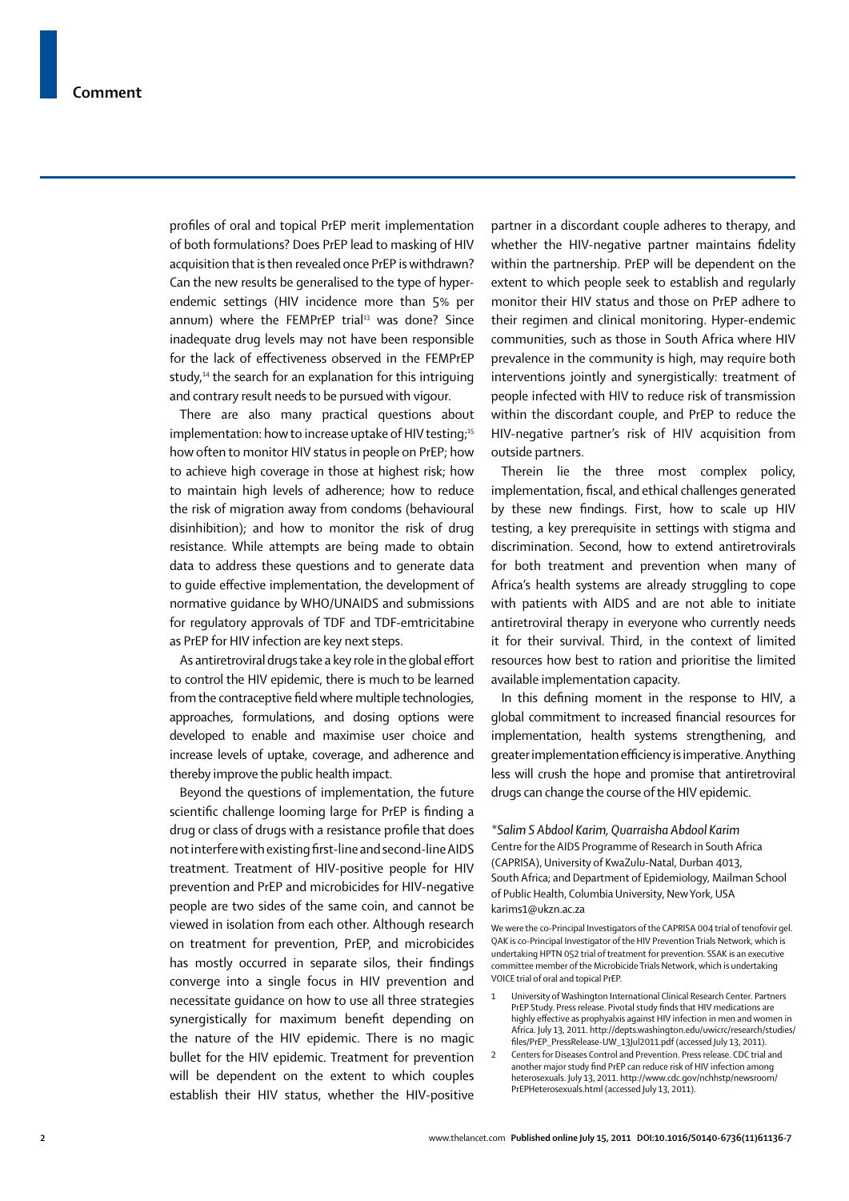profiles of oral and topical PrEP merit implementation of both formulations? Does PrEP lead to masking of HIV acquisition that is then revealed once PrEP is withdrawn? Can the new results be generalised to the type of hyper-endemic settings (HIV incidence more than 5% per annum) where the FEMPrEP trial[13] was done? Since inadequate drug levels may not have been responsible for the lack of effectiveness observed in the FEMPrEP study,[14] the search for an explanation for this intriguing and contrary result needs to be pursued with vigour.

There are also many practical questions about implementation: how to increase uptake of HIV testing;[15] how often to monitor HIV status in people on PrEP; how to achieve high coverage in those at highest risk; how to maintain high levels of adherence; how to reduce the risk of migration away from condoms (behavioural disinhibition); and how to monitor the risk of drug resistance. While attempts are being made to obtain data to address these questions and to generate data to guide effective implementation, the development of normative guidance by WHO/UNAIDS and submissions for regulatory approvals of TDF and TDF-emtricitabine as PrEP for HIV infection are key next steps.

As antiretroviral drugs take a key role in the global effort to control the HIV epidemic, there is much to be learned from the contraceptive field where multiple technologies, approaches, formulations, and dosing options were developed to enable and maximise user choice and increase levels of uptake, coverage, and adherence and thereby improve the public health impact.

Beyond the questions of implementation, the future scientific challenge looming large for PrEP is finding a drug or class of drugs with a resistance profile that does not interfere with existing first-line and second-line AIDS treatment. Treatment of HIV-positive people for HIV prevention and PrEP and microbicides for HIV-negative people are two sides of the same coin, and cannot be viewed in isolation from each other. Although research on treatment for prevention, PrEP, and microbicides has mostly occurred in separate silos, their findings converge into a single focus in HIV prevention and necessitate guidance on how to use all three strategies synergistically for maximum benefit depending on the nature of the HIV epidemic. There is no magic bullet for the HIV epidemic. Treatment for prevention will be dependent on the extent to which couples establish their HIV status, whether the HIV-positive partner in a discordant couple adheres to therapy, and whether the HIV-negative partner maintains fidelity within the partnership. PrEP will be dependent on the extent to which people seek to establish and regularly monitor their HIV status and those on PrEP adhere to their regimen and clinical monitoring. Hyper-endemic communities, such as those in South Africa where HIV prevalence in the community is high, may require both interventions jointly and synergistically: treatment of people infected with HIV to reduce risk of transmission within the discordant couple, and PrEP to reduce the HIV-negative partner's risk of HIV acquisition from outside partners.

Therein lie the three most complex policy, implementation, fiscal, and ethical challenges generated by these new findings. First, how to scale up HIV testing, a key prerequisite in settings with stigma and discrimination. Second, how to extend antiretrovirals for both treatment and prevention when many of Africa's health systems are already struggling to cope with patients with AIDS and are not able to initiate antiretroviral therapy in everyone who currently needs it for their survival. Third, in the context of limited resources how best to ration and prioritise the limited available implementation capacity.

In this defining moment in the response to HIV, a global commitment to increased financial resources for implementation, health systems strengthening, and greater implementation efficiency is imperative. Anything less will crush the hope and promise that antiretroviral drugs can change the course of the HIV epidemic.

*\*Salim S Abdool Karim, Quarraisha Abdool Karim*
Centre for the AIDS Programme of Research in South Africa (CAPRISA), University of KwaZulu-Natal, Durban 4013, South Africa; and Department of Epidemiology, Mailman School of Public Health, Columbia University, New York, USA
karims1@ukzn.ac.za

We were the co-Principal Investigators of the CAPRISA 004 trial of tenofovir gel. QAK is co-Principal Investigator of the HIV Prevention Trials Network, which is undertaking HPTN 052 trial of treatment for prevention. SSAK is an executive committee member of the Microbicide Trials Network, which is undertaking VOICE trial of oral and topical PrEP.

1. University of Washington International Clinical Research Center. Partners PrEP Study. Press release. Pivotal study finds that HIV medications are highly effective as prophyalxis against HIV infection in men and women in Africa. July 13, 2011. http://depts.washington.edu/uwicrc/research/studies/files/PrEP_PressRelease-UW_13Jul2011.pdf (accessed July 13, 2011).
2. Centers for Diseases Control and Prevention. Press release. CDC trial and another major study find PrEP can reduce risk of HIV infection among heterosexuals. July 13, 2011. http://www.cdc.gov/nchhstp/newsroom/PrEPHeterosexuals.html (accessed July 13, 2011).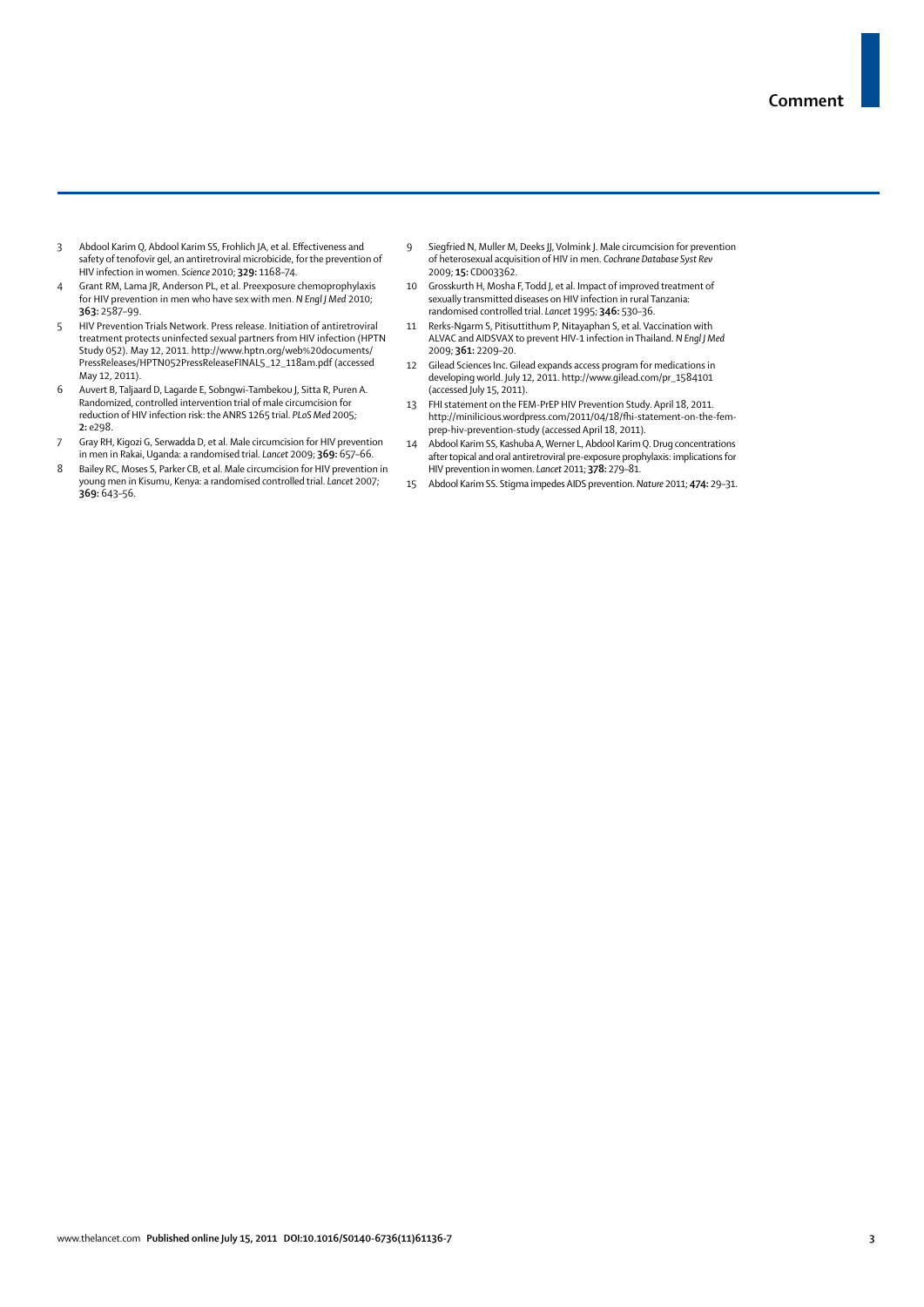3. Abdool Karim Q, Abdool Karim SS, Frohlich JA, et al. Effectiveness and safety of tenofovir gel, an antiretroviral microbicide, for the prevention of HIV infection in women. *Science* 2010; **329:** 1168–74.
4. Grant RM, Lama JR, Anderson PL, et al. Preexposure chemoprophylaxis for HIV prevention in men who have sex with men. *N Engl J Med* 2010; **363:** 2587–99.
5. HIV Prevention Trials Network. Press release. Initiation of antiretroviral treatment protects uninfected sexual partners from HIV infection (HPTN Study 052). May 12, 2011. http://www.hptn.org/web%20documents/PressReleases/HPTN052PressReleaseFINAL5_12_118am.pdf (accessed May 12, 2011).
6. Auvert B, Taljaard D, Lagarde E, Sobngwi-Tambekou J, Sitta R, Puren A. Randomized, controlled intervention trial of male circumcision for reduction of HIV infection risk: the ANRS 1265 trial. *PLoS Med* 2005; **2:** e298.
7. Gray RH, Kigozi G, Serwadda D, et al. Male circumcision for HIV prevention in men in Rakai, Uganda: a randomised trial. *Lancet* 2009; **369:** 657–66.
8. Bailey RC, Moses S, Parker CB, et al. Male circumcision for HIV prevention in young men in Kisumu, Kenya: a randomised controlled trial. *Lancet* 2007; **369:** 643–56.
9. Siegfried N, Muller M, Deeks JJ, Volmink J. Male circumcision for prevention of heterosexual acquisition of HIV in men. *Cochrane Database Syst Rev* 2009; **15:** CD003362.
10. Grosskurth H, Mosha F, Todd J, et al. Impact of improved treatment of sexually transmitted diseases on HIV infection in rural Tanzania: randomised controlled trial. *Lancet* 1995; **346:** 530–36.
11. Rerks-Ngarm S, Pitisuttithum P, Nitayaphan S, et al. Vaccination with ALVAC and AIDSVAX to prevent HIV-1 infection in Thailand. *N Engl J Med* 2009; **361:** 2209–20.
12. Gilead Sciences Inc. Gilead expands access program for medications in developing world. July 12, 2011. http://www.gilead.com/pr_1584101 (accessed July 15, 2011).
13. FHI statement on the FEM-PrEP HIV Prevention Study. April 18, 2011. http://minilicious.wordpress.com/2011/04/18/fhi-statement-on-the-fem-prep-hiv-prevention-study (accessed April 18, 2011).
14. Abdool Karim SS, Kashuba A, Werner L, Abdool Karim Q. Drug concentrations after topical and oral antiretroviral pre-exposure prophylaxis: implications for HIV prevention in women. *Lancet* 2011; **378:** 279–81.
15. Abdool Karim SS. Stigma impedes AIDS prevention. *Nature* 2011; **474:** 29–31.